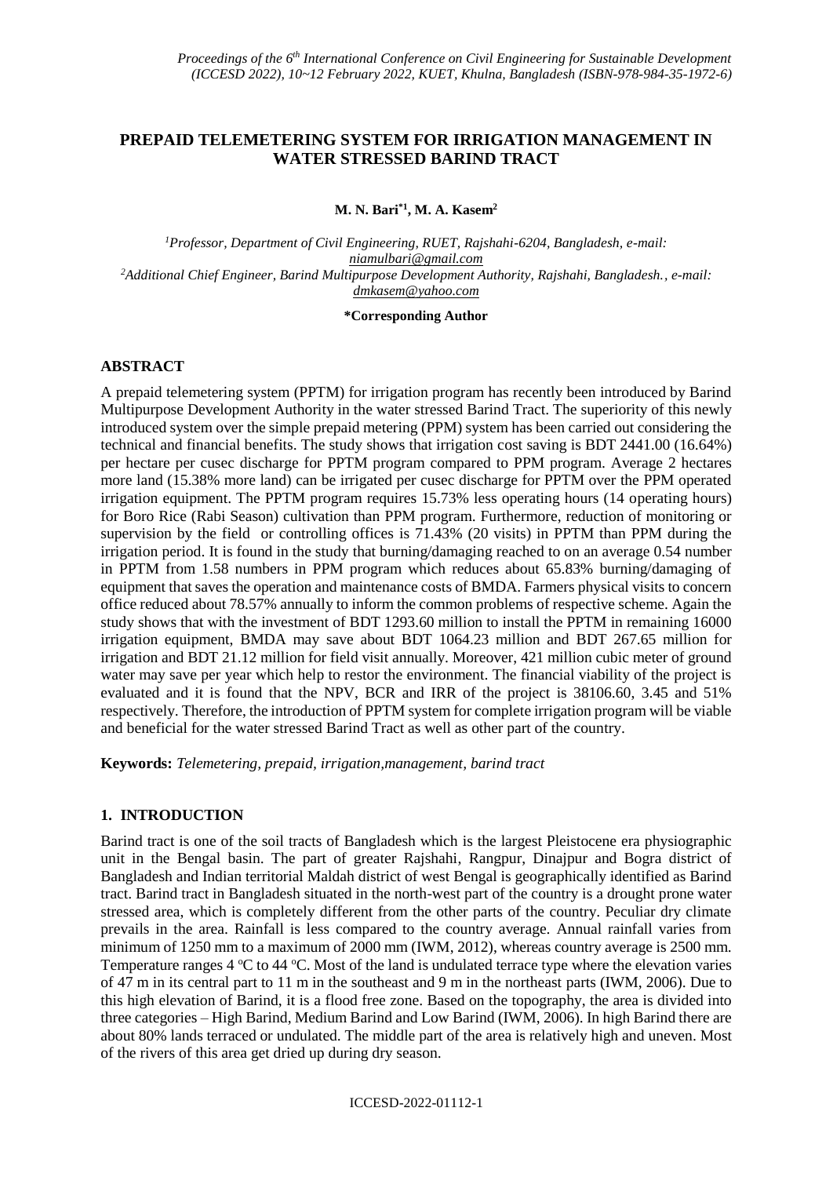# PREPAID TELEMETERING SYSTEM FOR IRRIGATION MANAGEMENT IN WATER STRESSED BARIND TRACT

**M. N. Bari*[1], M. A. Kasem[2]**

[1]*Professor, Department of Civil Engineering, RUET, Rajshahi-6204, Bangladesh, e-mail: niamulbari@gmail.com*

[2]*Additional Chief Engineer, Barind Multipurpose Development Authority, Rajshahi, Bangladesh., e-mail: dmkasem@yahoo.com*

**\*Corresponding Author**

## ABSTRACT

A prepaid telemetering system (PPTM) for irrigation program has recently been introduced by Barind Multipurpose Development Authority in the water stressed Barind Tract. The superiority of this newly introduced system over the simple prepaid metering (PPM) system has been carried out considering the technical and financial benefits. The study shows that irrigation cost saving is BDT 2441.00 (16.64%) per hectare per cusec discharge for PPTM program compared to PPM program. Average 2 hectares more land (15.38% more land) can be irrigated per cusec discharge for PPTM over the PPM operated irrigation equipment. The PPTM program requires 15.73% less operating hours (14 operating hours) for Boro Rice (Rabi Season) cultivation than PPM program. Furthermore, reduction of monitoring or supervision by the field or controlling offices is 71.43% (20 visits) in PPTM than PPM during the irrigation period. It is found in the study that burning/damaging reached to on an average 0.54 number in PPTM from 1.58 numbers in PPM program which reduces about 65.83% burning/damaging of equipment that saves the operation and maintenance costs of BMDA. Farmers physical visits to concern office reduced about 78.57% annually to inform the common problems of respective scheme. Again the study shows that with the investment of BDT 1293.60 million to install the PPTM in remaining 16000 irrigation equipment, BMDA may save about BDT 1064.23 million and BDT 267.65 million for irrigation and BDT 21.12 million for field visit annually. Moreover, 421 million cubic meter of ground water may save per year which help to restor the environment. The financial viability of the project is evaluated and it is found that the NPV, BCR and IRR of the project is 38106.60, 3.45 and 51% respectively. Therefore, the introduction of PPTM system for complete irrigation program will be viable and beneficial for the water stressed Barind Tract as well as other part of the country.

**Keywords:** *Telemetering, prepaid, irrigation,management, barind tract*

## 1. INTRODUCTION

Barind tract is one of the soil tracts of Bangladesh which is the largest Pleistocene era physiographic unit in the Bengal basin. The part of greater Rajshahi, Rangpur, Dinajpur and Bogra district of Bangladesh and Indian territorial Maldah district of west Bengal is geographically identified as Barind tract. Barind tract in Bangladesh situated in the north-west part of the country is a drought prone water stressed area, which is completely different from the other parts of the country. Peculiar dry climate prevails in the area. Rainfall is less compared to the country average. Annual rainfall varies from minimum of 1250 mm to a maximum of 2000 mm (IWM, 2012), whereas country average is 2500 mm. Temperature ranges 4 $^{o}$C to 44 $^{o}$C. Most of the land is undulated terrace type where the elevation varies of 47 m in its central part to 11 m in the southeast and 9 m in the northeast parts (IWM, 2006). Due to this high elevation of Barind, it is a flood free zone. Based on the topography, the area is divided into three categories – High Barind, Medium Barind and Low Barind (IWM, 2006). In high Barind there are about 80% lands terraced or undulated. The middle part of the area is relatively high and uneven. Most of the rivers of this area get dried up during dry season.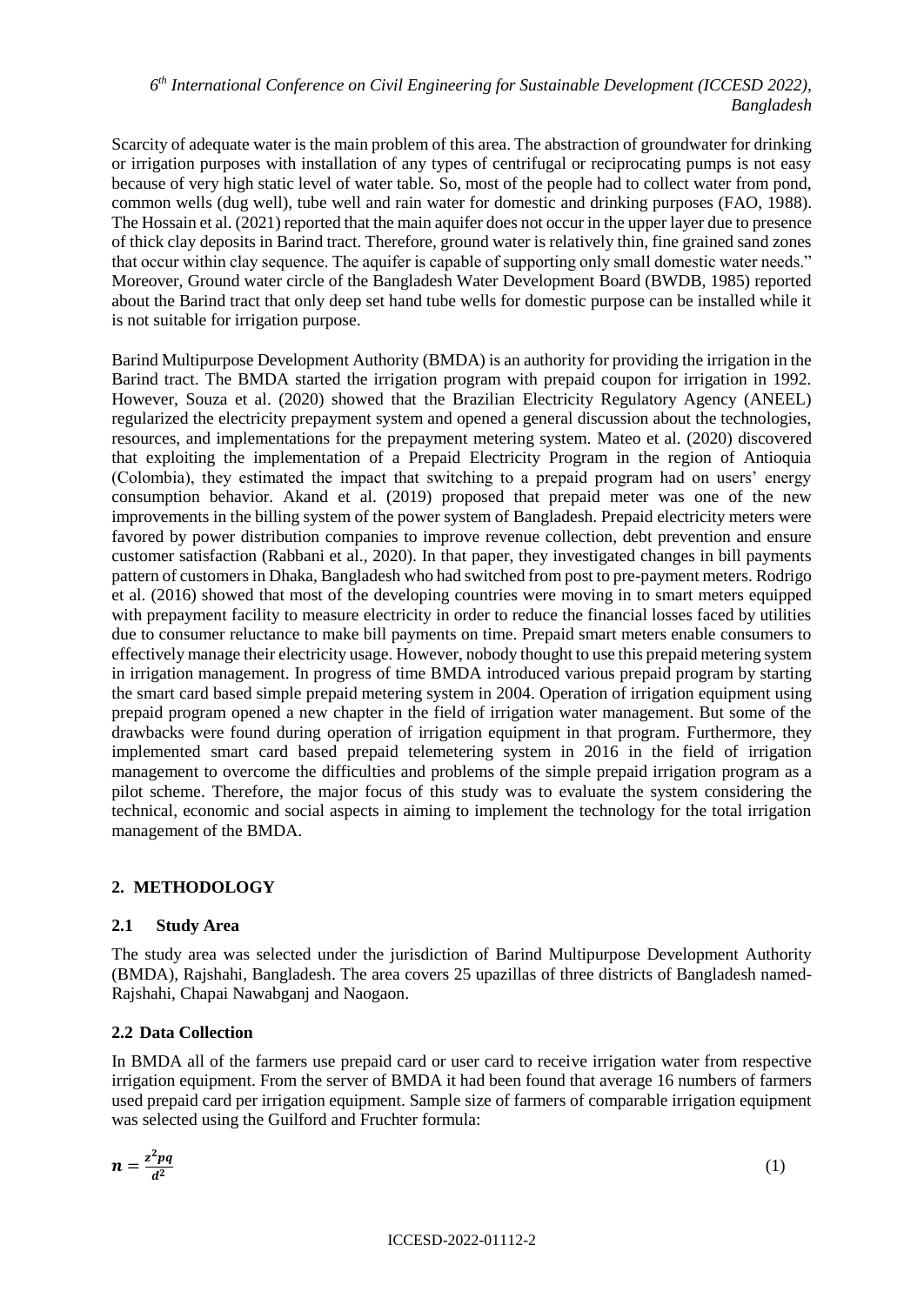Scarcity of adequate water is the main problem of this area. The abstraction of groundwater for drinking or irrigation purposes with installation of any types of centrifugal or reciprocating pumps is not easy because of very high static level of water table. So, most of the people had to collect water from pond, common wells (dug well), tube well and rain water for domestic and drinking purposes (FAO, 1988). The Hossain et al. (2021) reported that the main aquifer does not occur in the upper layer due to presence of thick clay deposits in Barind tract. Therefore, ground water is relatively thin, fine grained sand zones that occur within clay sequence. The aquifer is capable of supporting only small domestic water needs." Moreover, Ground water circle of the Bangladesh Water Development Board (BWDB, 1985) reported about the Barind tract that only deep set hand tube wells for domestic purpose can be installed while it is not suitable for irrigation purpose.

Barind Multipurpose Development Authority (BMDA) is an authority for providing the irrigation in the Barind tract. The BMDA started the irrigation program with prepaid coupon for irrigation in 1992. However, Souza et al. (2020) showed that the Brazilian Electricity Regulatory Agency (ANEEL) regularized the electricity prepayment system and opened a general discussion about the technologies, resources, and implementations for the prepayment metering system. Mateo et al. (2020) discovered that exploiting the implementation of a Prepaid Electricity Program in the region of Antioquia (Colombia), they estimated the impact that switching to a prepaid program had on users' energy consumption behavior. Akand et al. (2019) proposed that prepaid meter was one of the new improvements in the billing system of the power system of Bangladesh. Prepaid electricity meters were favored by power distribution companies to improve revenue collection, debt prevention and ensure customer satisfaction (Rabbani et al., 2020). In that paper, they investigated changes in bill payments pattern of customers in Dhaka, Bangladesh who had switched from post to pre-payment meters. Rodrigo et al. (2016) showed that most of the developing countries were moving in to smart meters equipped with prepayment facility to measure electricity in order to reduce the financial losses faced by utilities due to consumer reluctance to make bill payments on time. Prepaid smart meters enable consumers to effectively manage their electricity usage. However, nobody thought to use this prepaid metering system in irrigation management. In progress of time BMDA introduced various prepaid program by starting the smart card based simple prepaid metering system in 2004. Operation of irrigation equipment using prepaid program opened a new chapter in the field of irrigation water management. But some of the drawbacks were found during operation of irrigation equipment in that program. Furthermore, they implemented smart card based prepaid telemetering system in 2016 in the field of irrigation management to overcome the difficulties and problems of the simple prepaid irrigation program as a pilot scheme. Therefore, the major focus of this study was to evaluate the system considering the technical, economic and social aspects in aiming to implement the technology for the total irrigation management of the BMDA.

## 2. METHODOLOGY

### 2.1 Study Area

The study area was selected under the jurisdiction of Barind Multipurpose Development Authority (BMDA), Rajshahi, Bangladesh. The area covers 25 upazillas of three districts of Bangladesh named-Rajshahi, Chapai Nawabganj and Naogaon.

### 2.2 Data Collection

In BMDA all of the farmers use prepaid card or user card to receive irrigation water from respective irrigation equipment. From the server of BMDA it had been found that average 16 numbers of farmers used prepaid card per irrigation equipment. Sample size of farmers of comparable irrigation equipment was selected using the Guilford and Fruchter formula:

$$n = \frac{z^2pq}{d^2} \tag{1}$$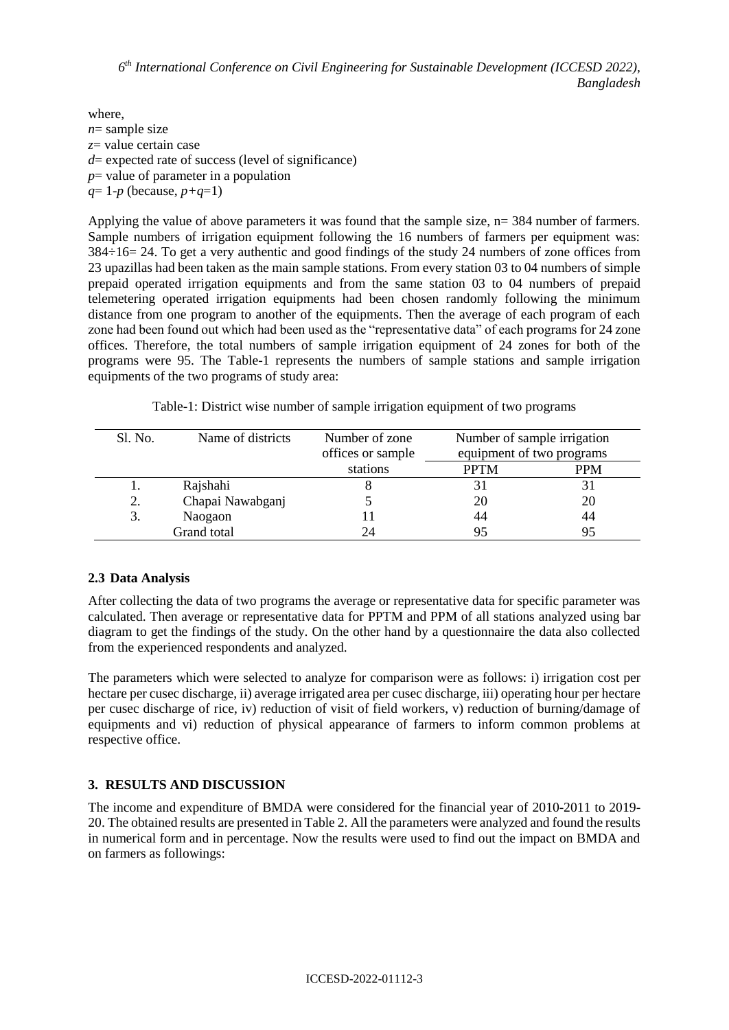where,
$n$= sample size
$z$= value certain case
$d$= expected rate of success (level of significance)
$p$= value of parameter in a population
$q$= 1-$p$ (because, $p+q$=1)

Applying the value of above parameters it was found that the sample size, n= 384 number of farmers. Sample numbers of irrigation equipment following the 16 numbers of farmers per equipment was: 384÷16= 24. To get a very authentic and good findings of the study 24 numbers of zone offices from 23 upazillas had been taken as the main sample stations. From every station 03 to 04 numbers of simple prepaid operated irrigation equipments and from the same station 03 to 04 numbers of prepaid telemetering operated irrigation equipments had been chosen randomly following the minimum distance from one program to another of the equipments. Then the average of each program of each zone had been found out which had been used as the "representative data" of each programs for 24 zone offices. Therefore, the total numbers of sample irrigation equipment of 24 zones for both of the programs were 95. The Table-1 represents the numbers of sample stations and sample irrigation equipments of the two programs of study area:

Table-1: District wise number of sample irrigation equipment of two programs

| Sl. No. | Name of districts | Number of zone offices or sample stations | Number of sample irrigation equipment of two programs | |
|---|---|---|---|---|
| | | | PPTM | PPM |
| 1. | Rajshahi | 8 | 31 | 31 |
| 2. | Chapai Nawabganj | 5 | 20 | 20 |
| 3. | Naogaon | 11 | 44 | 44 |
| | Grand total | 24 | 95 | 95 |

## 2.3 Data Analysis

After collecting the data of two programs the average or representative data for specific parameter was calculated. Then average or representative data for PPTM and PPM of all stations analyzed using bar diagram to get the findings of the study. On the other hand by a questionnaire the data also collected from the experienced respondents and analyzed.

The parameters which were selected to analyze for comparison were as follows: i) irrigation cost per hectare per cusec discharge, ii) average irrigated area per cusec discharge, iii) operating hour per hectare per cusec discharge of rice, iv) reduction of visit of field workers, v) reduction of burning/damage of equipments and vi) reduction of physical appearance of farmers to inform common problems at respective office.

# 3. RESULTS AND DISCUSSION

The income and expenditure of BMDA were considered for the financial year of 2010-2011 to 2019-20. The obtained results are presented in Table 2. All the parameters were analyzed and found the results in numerical form and in percentage. Now the results were used to find out the impact on BMDA and on farmers as followings: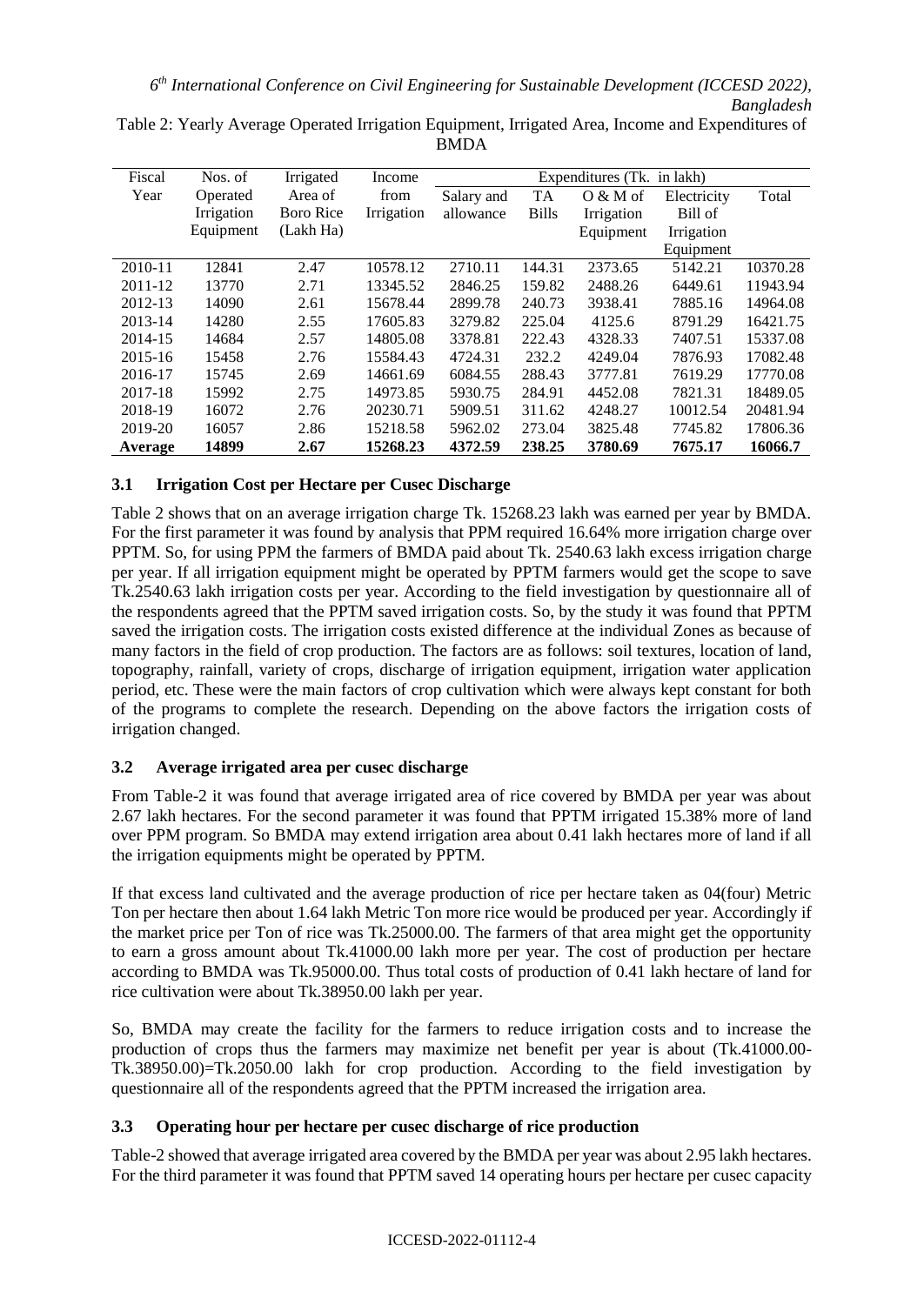Table 2: Yearly Average Operated Irrigation Equipment, Irrigated Area, Income and Expenditures of BMDA

| Fiscal Year | Nos. of Operated Irrigation Equipment | Irrigated Area of Boro Rice (Lakh Ha) | Income from Irrigation | Expenditures (Tk. in lakh) | | | | |
|---|---|---|---|---|---|---|---|---|
| | | | | Salary and allowance | TA Bills | O & M of Irrigation Equipment | Electricity Bill of Irrigation Equipment | Total |
| 2010-11 | 12841 | 2.47 | 10578.12 | 2710.11 | 144.31 | 2373.65 | 5142.21 | 10370.28 |
| 2011-12 | 13770 | 2.71 | 13345.52 | 2846.25 | 159.82 | 2488.26 | 6449.61 | 11943.94 |
| 2012-13 | 14090 | 2.61 | 15678.44 | 2899.78 | 240.73 | 3938.41 | 7885.16 | 14964.08 |
| 2013-14 | 14280 | 2.55 | 17605.83 | 3279.82 | 225.04 | 4125.6 | 8791.29 | 16421.75 |
| 2014-15 | 14684 | 2.57 | 14805.08 | 3378.81 | 222.43 | 4328.33 | 7407.51 | 15337.08 |
| 2015-16 | 15458 | 2.76 | 15584.43 | 4724.31 | 232.2 | 4249.04 | 7876.93 | 17082.48 |
| 2016-17 | 15745 | 2.69 | 14661.69 | 6084.55 | 288.43 | 3777.81 | 7619.29 | 17770.08 |
| 2017-18 | 15992 | 2.75 | 14973.85 | 5930.75 | 284.91 | 4452.08 | 7821.31 | 18489.05 |
| 2018-19 | 16072 | 2.76 | 20230.71 | 5909.51 | 311.62 | 4248.27 | 10012.54 | 20481.94 |
| 2019-20 | 16057 | 2.86 | 15218.58 | 5962.02 | 273.04 | 3825.48 | 7745.82 | 17806.36 |
| **Average** | **14899** | **2.67** | **15268.23** | **4372.59** | **238.25** | **3780.69** | **7675.17** | **16066.7** |

### 3.1 Irrigation Cost per Hectare per Cusec Discharge

Table 2 shows that on an average irrigation charge Tk. 15268.23 lakh was earned per year by BMDA. For the first parameter it was found by analysis that PPM required 16.64% more irrigation charge over PPTM. So, for using PPM the farmers of BMDA paid about Tk. 2540.63 lakh excess irrigation charge per year. If all irrigation equipment might be operated by PPTM farmers would get the scope to save Tk.2540.63 lakh irrigation costs per year. According to the field investigation by questionnaire all of the respondents agreed that the PPTM saved irrigation costs. So, by the study it was found that PPTM saved the irrigation costs. The irrigation costs existed difference at the individual Zones as because of many factors in the field of crop production. The factors are as follows: soil textures, location of land, topography, rainfall, variety of crops, discharge of irrigation equipment, irrigation water application period, etc. These were the main factors of crop cultivation which were always kept constant for both of the programs to complete the research. Depending on the above factors the irrigation costs of irrigation changed.

### 3.2 Average irrigated area per cusec discharge

From Table-2 it was found that average irrigated area of rice covered by BMDA per year was about 2.67 lakh hectares. For the second parameter it was found that PPTM irrigated 15.38% more of land over PPM program. So BMDA may extend irrigation area about 0.41 lakh hectares more of land if all the irrigation equipments might be operated by PPTM.

If that excess land cultivated and the average production of rice per hectare taken as 04(four) Metric Ton per hectare then about 1.64 lakh Metric Ton more rice would be produced per year. Accordingly if the market price per Ton of rice was Tk.25000.00. The farmers of that area might get the opportunity to earn a gross amount about Tk.41000.00 lakh more per year. The cost of production per hectare according to BMDA was Tk.95000.00. Thus total costs of production of 0.41 lakh hectare of land for rice cultivation were about Tk.38950.00 lakh per year.

So, BMDA may create the facility for the farmers to reduce irrigation costs and to increase the production of crops thus the farmers may maximize net benefit per year is about (Tk.41000.00-Tk.38950.00)=Tk.2050.00 lakh for crop production. According to the field investigation by questionnaire all of the respondents agreed that the PPTM increased the irrigation area.

### 3.3 Operating hour per hectare per cusec discharge of rice production

Table-2 showed that average irrigated area covered by the BMDA per year was about 2.95 lakh hectares. For the third parameter it was found that PPTM saved 14 operating hours per hectare per cusec capacity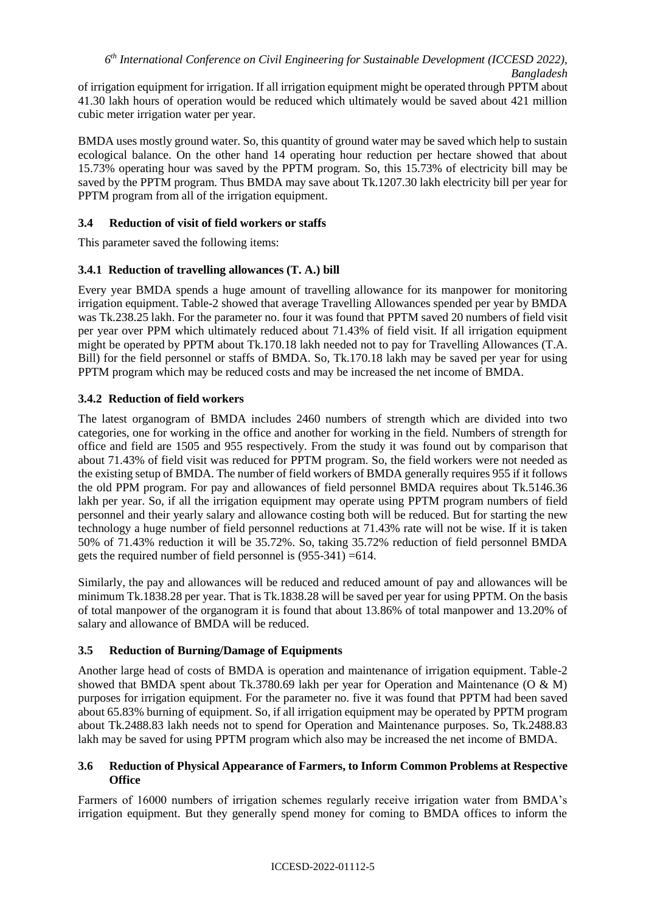of irrigation equipment for irrigation. If all irrigation equipment might be operated through PPTM about 41.30 lakh hours of operation would be reduced which ultimately would be saved about 421 million cubic meter irrigation water per year.

BMDA uses mostly ground water. So, this quantity of ground water may be saved which help to sustain ecological balance. On the other hand 14 operating hour reduction per hectare showed that about 15.73% operating hour was saved by the PPTM program. So, this 15.73% of electricity bill may be saved by the PPTM program. Thus BMDA may save about Tk.1207.30 lakh electricity bill per year for PPTM program from all of the irrigation equipment.

### 3.4 Reduction of visit of field workers or staffs

This parameter saved the following items:

#### 3.4.1 Reduction of travelling allowances (T. A.) bill

Every year BMDA spends a huge amount of travelling allowance for its manpower for monitoring irrigation equipment. Table-2 showed that average Travelling Allowances spended per year by BMDA was Tk.238.25 lakh. For the parameter no. four it was found that PPTM saved 20 numbers of field visit per year over PPM which ultimately reduced about 71.43% of field visit. If all irrigation equipment might be operated by PPTM about Tk.170.18 lakh needed not to pay for Travelling Allowances (T.A. Bill) for the field personnel or staffs of BMDA. So, Tk.170.18 lakh may be saved per year for using PPTM program which may be reduced costs and may be increased the net income of BMDA.

#### 3.4.2 Reduction of field workers

The latest organogram of BMDA includes 2460 numbers of strength which are divided into two categories, one for working in the office and another for working in the field. Numbers of strength for office and field are 1505 and 955 respectively. From the study it was found out by comparison that about 71.43% of field visit was reduced for PPTM program. So, the field workers were not needed as the existing setup of BMDA. The number of field workers of BMDA generally requires 955 if it follows the old PPM program. For pay and allowances of field personnel BMDA requires about Tk.5146.36 lakh per year. So, if all the irrigation equipment may operate using PPTM program numbers of field personnel and their yearly salary and allowance costing both will be reduced. But for starting the new technology a huge number of field personnel reductions at 71.43% rate will not be wise. If it is taken 50% of 71.43% reduction it will be 35.72%. So, taking 35.72% reduction of field personnel BMDA gets the required number of field personnel is (955-341) =614.

Similarly, the pay and allowances will be reduced and reduced amount of pay and allowances will be minimum Tk.1838.28 per year. That is Tk.1838.28 will be saved per year for using PPTM. On the basis of total manpower of the organogram it is found that about 13.86% of total manpower and 13.20% of salary and allowance of BMDA will be reduced.

### 3.5 Reduction of Burning/Damage of Equipments

Another large head of costs of BMDA is operation and maintenance of irrigation equipment. Table-2 showed that BMDA spent about Tk.3780.69 lakh per year for Operation and Maintenance (O & M) purposes for irrigation equipment. For the parameter no. five it was found that PPTM had been saved about 65.83% burning of equipment. So, if all irrigation equipment may be operated by PPTM program about Tk.2488.83 lakh needs not to spend for Operation and Maintenance purposes. So, Tk.2488.83 lakh may be saved for using PPTM program which also may be increased the net income of BMDA.

### 3.6 Reduction of Physical Appearance of Farmers, to Inform Common Problems at Respective Office

Farmers of 16000 numbers of irrigation schemes regularly receive irrigation water from BMDA's irrigation equipment. But they generally spend money for coming to BMDA offices to inform the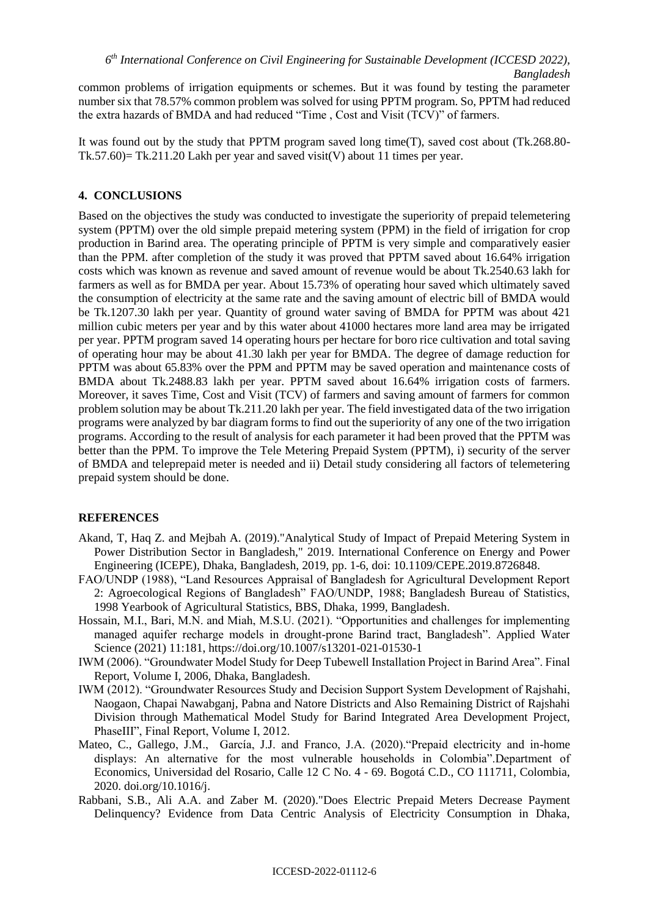common problems of irrigation equipments or schemes. But it was found by testing the parameter number six that 78.57% common problem was solved for using PPTM program. So, PPTM had reduced the extra hazards of BMDA and had reduced "Time , Cost and Visit (TCV)" of farmers.

It was found out by the study that PPTM program saved long time(T), saved cost about (Tk.268.80-Tk.57.60)= Tk.211.20 Lakh per year and saved visit(V) about 11 times per year.

## 4. CONCLUSIONS

Based on the objectives the study was conducted to investigate the superiority of prepaid telemetering system (PPTM) over the old simple prepaid metering system (PPM) in the field of irrigation for crop production in Barind area. The operating principle of PPTM is very simple and comparatively easier than the PPM. after completion of the study it was proved that PPTM saved about 16.64% irrigation costs which was known as revenue and saved amount of revenue would be about Tk.2540.63 lakh for farmers as well as for BMDA per year. About 15.73% of operating hour saved which ultimately saved the consumption of electricity at the same rate and the saving amount of electric bill of BMDA would be Tk.1207.30 lakh per year. Quantity of ground water saving of BMDA for PPTM was about 421 million cubic meters per year and by this water about 41000 hectares more land area may be irrigated per year. PPTM program saved 14 operating hours per hectare for boro rice cultivation and total saving of operating hour may be about 41.30 lakh per year for BMDA. The degree of damage reduction for PPTM was about 65.83% over the PPM and PPTM may be saved operation and maintenance costs of BMDA about Tk.2488.83 lakh per year. PPTM saved about 16.64% irrigation costs of farmers. Moreover, it saves Time, Cost and Visit (TCV) of farmers and saving amount of farmers for common problem solution may be about Tk.211.20 lakh per year. The field investigated data of the two irrigation programs were analyzed by bar diagram forms to find out the superiority of any one of the two irrigation programs. According to the result of analysis for each parameter it had been proved that the PPTM was better than the PPM. To improve the Tele Metering Prepaid System (PPTM), i) security of the server of BMDA and teleprepaid meter is needed and ii) Detail study considering all factors of telemetering prepaid system should be done.

## REFERENCES

Akand, T, Haq Z. and Mejbah A. (2019)."Analytical Study of Impact of Prepaid Metering System in Power Distribution Sector in Bangladesh," 2019. International Conference on Energy and Power Engineering (ICEPE), Dhaka, Bangladesh, 2019, pp. 1-6, doi: 10.1109/CEPE.2019.8726848.

FAO/UNDP (1988), "Land Resources Appraisal of Bangladesh for Agricultural Development Report 2: Agroecological Regions of Bangladesh" FAO/UNDP, 1988; Bangladesh Bureau of Statistics, 1998 Yearbook of Agricultural Statistics, BBS, Dhaka, 1999, Bangladesh.

Hossain, M.I., Bari, M.N. and Miah, M.S.U. (2021). "Opportunities and challenges for implementing managed aquifer recharge models in drought-prone Barind tract, Bangladesh". Applied Water Science (2021) 11:181, https://doi.org/10.1007/s13201-021-01530-1

IWM (2006). "Groundwater Model Study for Deep Tubewell Installation Project in Barind Area". Final Report, Volume I, 2006, Dhaka, Bangladesh.

IWM (2012). "Groundwater Resources Study and Decision Support System Development of Rajshahi, Naogaon, Chapai Nawabganj, Pabna and Natore Districts and Also Remaining District of Rajshahi Division through Mathematical Model Study for Barind Integrated Area Development Project, PhaseIII", Final Report, Volume I, 2012.

Mateo, C., Gallego, J.M., García, J.J. and Franco, J.A. (2020)."Prepaid electricity and in-home displays: An alternative for the most vulnerable households in Colombia".Department of Economics, Universidad del Rosario, Calle 12 C No. 4 - 69. Bogotá C.D., CO 111711, Colombia, 2020. doi.org/10.1016/j.

Rabbani, S.B., Ali A.A. and Zaber M. (2020)."Does Electric Prepaid Meters Decrease Payment Delinquency? Evidence from Data Centric Analysis of Electricity Consumption in Dhaka,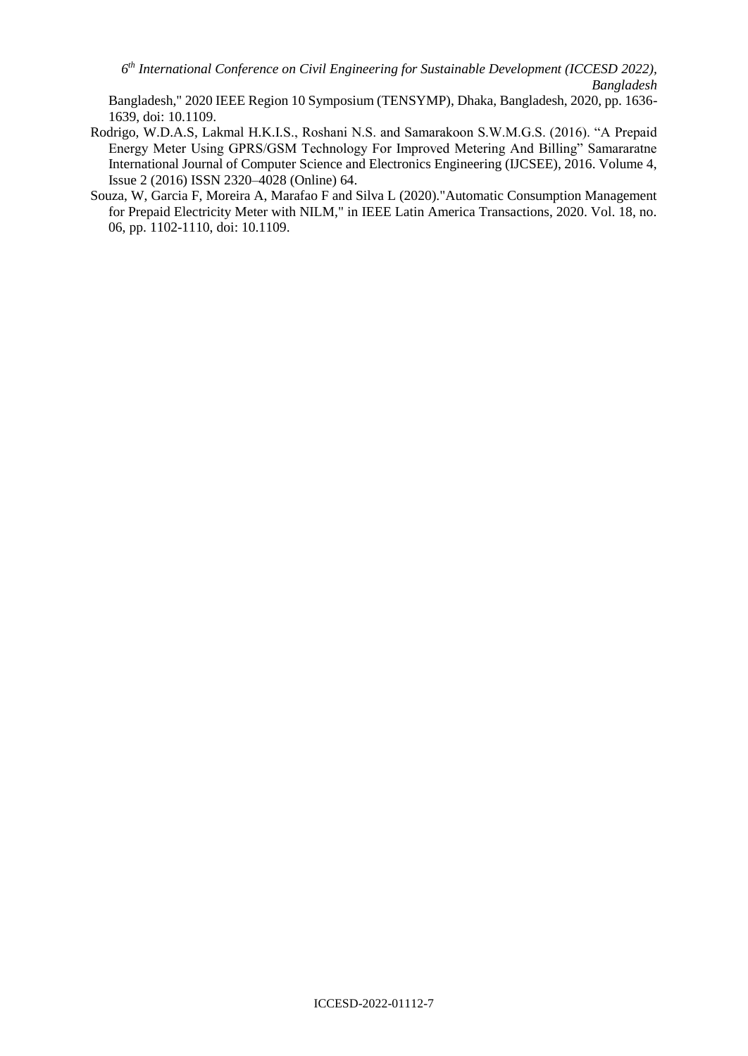Bangladesh," 2020 IEEE Region 10 Symposium (TENSYMP), Dhaka, Bangladesh, 2020, pp. 1636-1639, doi: 10.1109.

Rodrigo, W.D.A.S, Lakmal H.K.I.S., Roshani N.S. and Samarakoon S.W.M.G.S. (2016). "A Prepaid Energy Meter Using GPRS/GSM Technology For Improved Metering And Billing" Samararatne International Journal of Computer Science and Electronics Engineering (IJCSEE), 2016. Volume 4, Issue 2 (2016) ISSN 2320–4028 (Online) 64.

Souza, W, Garcia F, Moreira A, Marafao F and Silva L (2020)."Automatic Consumption Management for Prepaid Electricity Meter with NILM," in IEEE Latin America Transactions, 2020. Vol. 18, no. 06, pp. 1102-1110, doi: 10.1109.